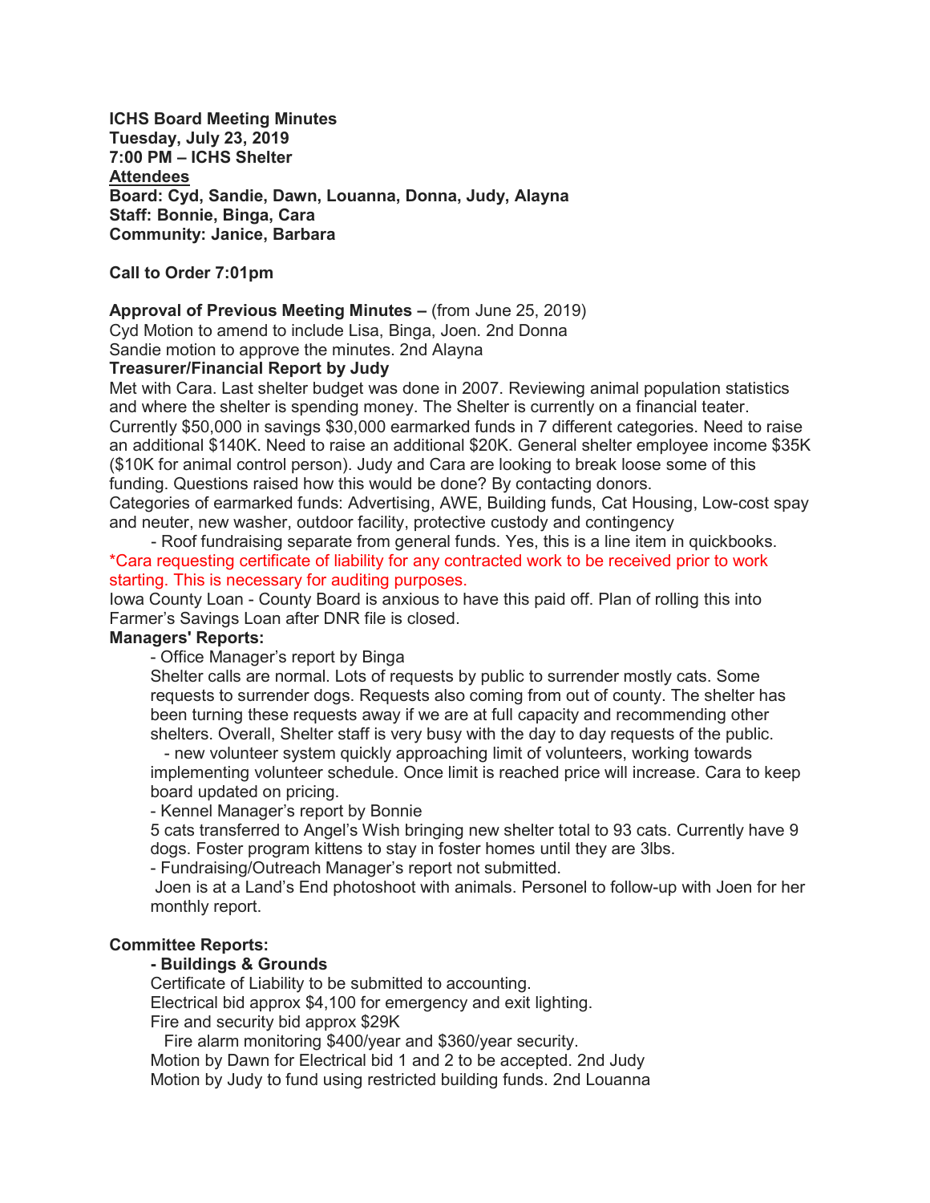**ICHS Board Meeting Minutes**
**Tuesday, July 23, 2019**
**7:00 PM – ICHS Shelter**
**Attendees**
**Board: Cyd, Sandie, Dawn, Louanna, Donna, Judy, Alayna**
**Staff: Bonnie, Binga, Cara**
**Community: Janice, Barbara**

**Call to Order 7:01pm**

**Approval of Previous Meeting Minutes –** (from June 25, 2019)
Cyd Motion to amend to include Lisa, Binga, Joen. 2nd Donna
Sandie motion to approve the minutes. 2nd Alayna

**Treasurer/Financial Report by Judy**

Met with Cara. Last shelter budget was done in 2007. Reviewing animal population statistics and where the shelter is spending money. The Shelter is currently on a financial teater. Currently $50,000 in savings $30,000 earmarked funds in 7 different categories. Need to raise an additional $140K. Need to raise an additional $20K. General shelter employee income $35K ($10K for animal control person). Judy and Cara are looking to break loose some of this funding. Questions raised how this would be done? By contacting donors.
Categories of earmarked funds: Advertising, AWE, Building funds, Cat Housing, Low-cost spay and neuter, new washer, outdoor facility, protective custody and contingency

- Roof fundraising separate from general funds. Yes, this is a line item in quickbooks.

*Cara requesting certificate of liability for any contracted work to be received prior to work starting. This is necessary for auditing purposes.

Iowa County Loan - County Board is anxious to have this paid off. Plan of rolling this into Farmer's Savings Loan after DNR file is closed.

**Managers' Reports:**

- Office Manager's report by Binga

Shelter calls are normal. Lots of requests by public to surrender mostly cats. Some requests to surrender dogs. Requests also coming from out of county. The shelter has been turning these requests away if we are at full capacity and recommending other shelters. Overall, Shelter staff is very busy with the day to day requests of the public.

- new volunteer system quickly approaching limit of volunteers, working towards implementing volunteer schedule. Once limit is reached price will increase. Cara to keep board updated on pricing.

- Kennel Manager's report by Bonnie

5 cats transferred to Angel's Wish bringing new shelter total to 93 cats. Currently have 9 dogs. Foster program kittens to stay in foster homes until they are 3lbs.

- Fundraising/Outreach Manager's report not submitted.

Joen is at a Land's End photoshoot with animals. Personel to follow-up with Joen for her monthly report.

**Committee Reports:**

**- Buildings & Grounds**

Certificate of Liability to be submitted to accounting.
Electrical bid approx $4,100 for emergency and exit lighting.
Fire and security bid approx $29K
Fire alarm monitoring $400/year and $360/year security.
Motion by Dawn for Electrical bid 1 and 2 to be accepted. 2nd Judy
Motion by Judy to fund using restricted building funds. 2nd Louanna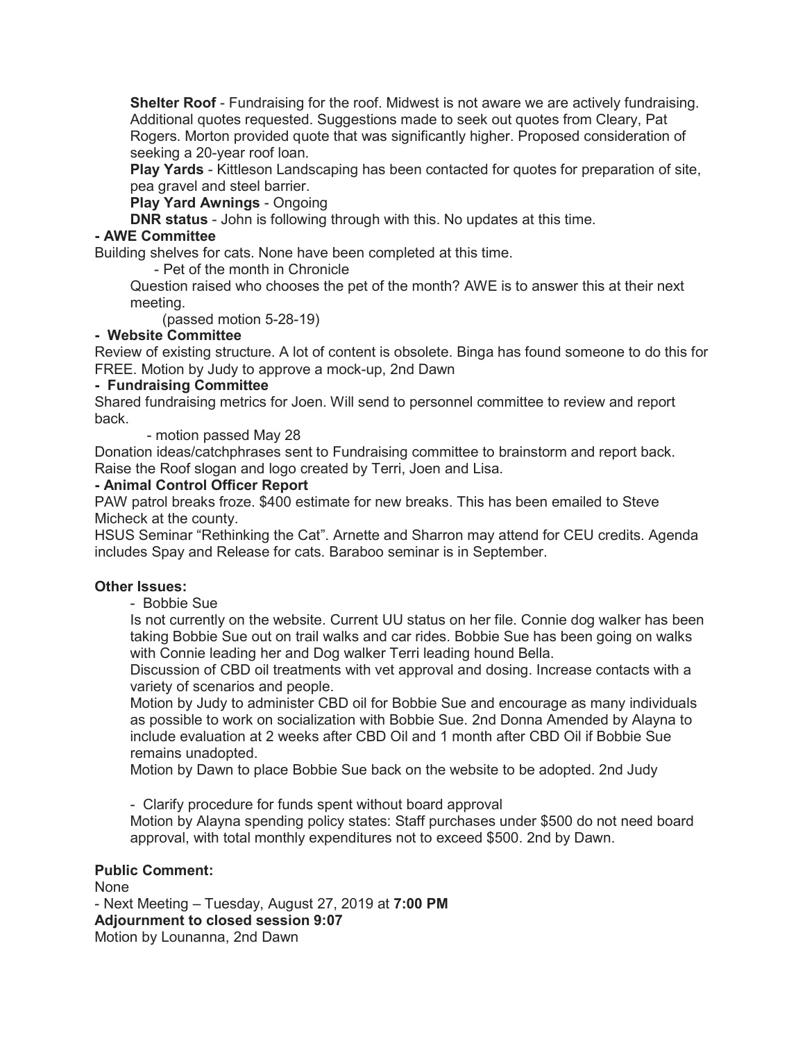**Shelter Roof** - Fundraising for the roof. Midwest is not aware we are actively fundraising. Additional quotes requested. Suggestions made to seek out quotes from Cleary, Pat Rogers. Morton provided quote that was significantly higher. Proposed consideration of seeking a 20-year roof loan.

**Play Yards** - Kittleson Landscaping has been contacted for quotes for preparation of site, pea gravel and steel barrier.

**Play Yard Awnings** - Ongoing

**DNR status** - John is following through with this. No updates at this time.

**- AWE Committee**

Building shelves for cats. None have been completed at this time.

- Pet of the month in Chronicle

Question raised who chooses the pet of the month? AWE is to answer this at their next meeting.

(passed motion 5-28-19)

**- Website Committee**

Review of existing structure. A lot of content is obsolete. Binga has found someone to do this for FREE. Motion by Judy to approve a mock-up, 2nd Dawn

**- Fundraising Committee**

Shared fundraising metrics for Joen. Will send to personnel committee to review and report back.

- motion passed May 28

Donation ideas/catchphrases sent to Fundraising committee to brainstorm and report back. Raise the Roof slogan and logo created by Terri, Joen and Lisa.

**- Animal Control Officer Report**

PAW patrol breaks froze. $400 estimate for new breaks. This has been emailed to Steve Micheck at the county.

HSUS Seminar "Rethinking the Cat". Arnette and Sharron may attend for CEU credits. Agenda includes Spay and Release for cats. Baraboo seminar is in September.

**Other Issues:**

- Bobbie Sue

Is not currently on the website. Current UU status on her file. Connie dog walker has been taking Bobbie Sue out on trail walks and car rides. Bobbie Sue has been going on walks with Connie leading her and Dog walker Terri leading hound Bella.

Discussion of CBD oil treatments with vet approval and dosing. Increase contacts with a variety of scenarios and people.

Motion by Judy to administer CBD oil for Bobbie Sue and encourage as many individuals as possible to work on socialization with Bobbie Sue. 2nd Donna Amended by Alayna to include evaluation at 2 weeks after CBD Oil and 1 month after CBD Oil if Bobbie Sue remains unadopted.

Motion by Dawn to place Bobbie Sue back on the website to be adopted. 2nd Judy

- Clarify procedure for funds spent without board approval

Motion by Alayna spending policy states: Staff purchases under $500 do not need board approval, with total monthly expenditures not to exceed $500. 2nd by Dawn.

**Public Comment:**

None

- Next Meeting – Tuesday, August 27, 2019 at **7:00 PM**

**Adjournment to closed session 9:07**

Motion by Lounanna, 2nd Dawn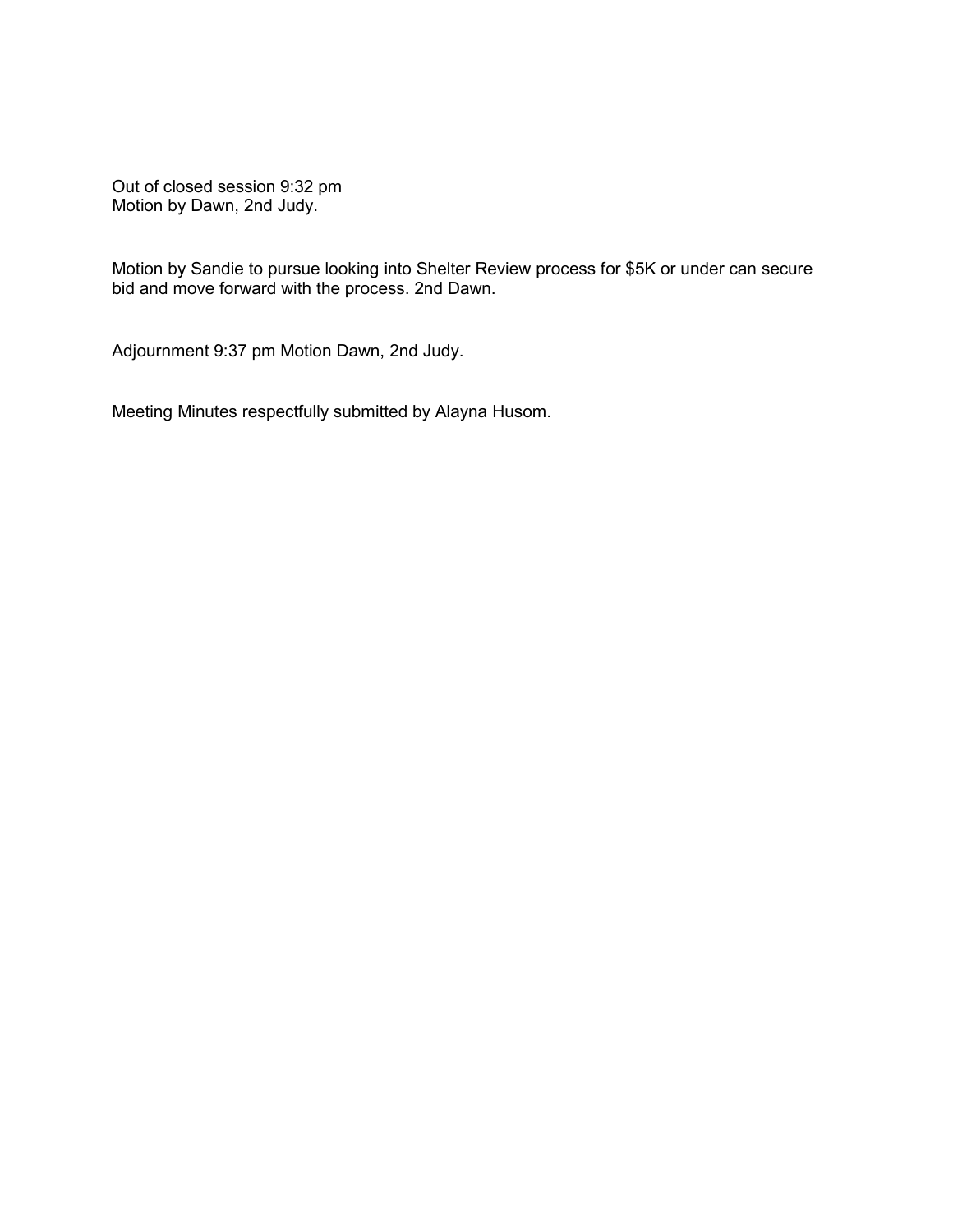Out of closed session 9:32 pm
Motion by Dawn, 2nd Judy.

Motion by Sandie to pursue looking into Shelter Review process for $5K or under can secure bid and move forward with the process. 2nd Dawn.

Adjournment 9:37 pm Motion Dawn, 2nd Judy.

Meeting Minutes respectfully submitted by Alayna Husom.